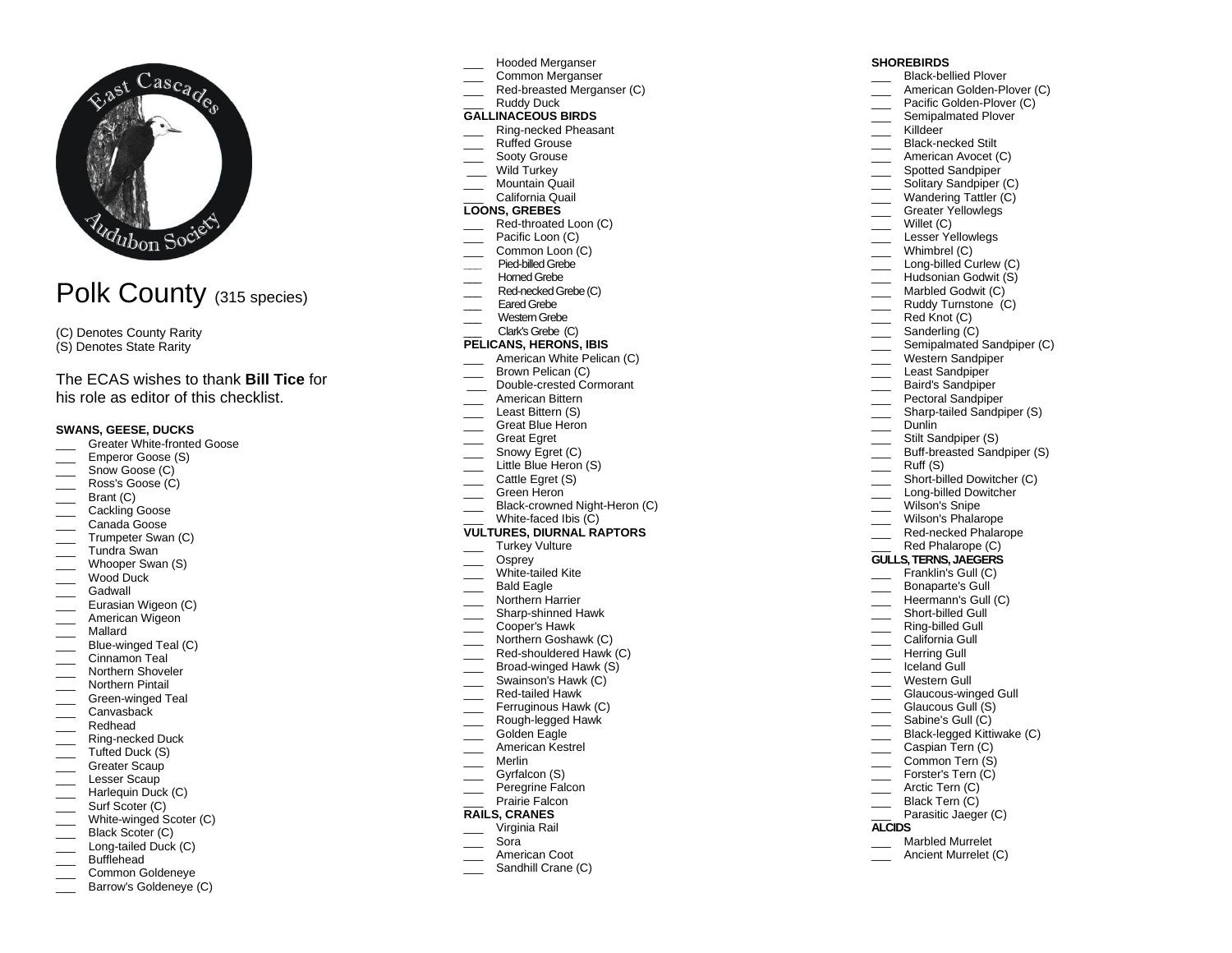# Polk County (315 species)

(C) Denotes County Rarity
(S) Denotes State Rarity

The ECAS wishes to thank **Bill Tice** for his role as editor of this checklist.

**SWANS, GEESE, DUCKS**

- ___ Greater White-fronted Goose
- ___ Emperor Goose (S)
- ___ Snow Goose (C)
- ___ Ross's Goose (C)
- ___ Brant (C)
- ___ Cackling Goose
- ___ Canada Goose
- ___ Trumpeter Swan (C)
- ___ Tundra Swan
- ___ Whooper Swan (S)
- ___ Wood Duck
- ___ Gadwall
- ___ Eurasian Wigeon (C)
- ___ American Wigeon
- ___ Mallard
- ___ Blue-winged Teal (C)
- ___ Cinnamon Teal
- ___ Northern Shoveler
- ___ Northern Pintail
- ___ Green-winged Teal
- ___ Canvasback
- ___ Redhead
- ___ Ring-necked Duck
- ___ Tufted Duck (S)
- ___ Greater Scaup
- ___ Lesser Scaup
- ___ Harlequin Duck (C)
- ___ Surf Scoter (C)
- ___ White-winged Scoter (C)
- ___ Black Scoter (C)
- ___ Long-tailed Duck (C)
- ___ Bufflehead
- ___ Common Goldeneye
- ___ Barrow's Goldeneye (C)
- ___ Hooded Merganser
- ___ Common Merganser
- ___ Red-breasted Merganser (C)
- ___ Ruddy Duck

**GALLINACEOUS BIRDS**

- ___ Ring-necked Pheasant
- ___ Ruffed Grouse
- ___ Sooty Grouse
- ___ Wild Turkey
- ___ Mountain Quail
- ___ California Quail

**LOONS, GREBES**

- ___ Red-throated Loon (C)
- ___ Pacific Loon (C)
- ___ Common Loon (C)
- ___ Pied-billed Grebe
- ___ Horned Grebe
- ___ Red-necked Grebe (C)
- ___ Eared Grebe
- ___ Western Grebe
- ___ Clark's Grebe (C)

**PELICANS, HERONS, IBIS**

- ___ American White Pelican (C)
- ___ Brown Pelican (C)
- ___ Double-crested Cormorant
- ___ American Bittern
- ___ Least Bittern (S)
- ___ Great Blue Heron
- ___ Great Egret
- ___ Snowy Egret (C)
- ___ Little Blue Heron (S)
- ___ Cattle Egret (S)
- ___ Green Heron
- ___ Black-crowned Night-Heron (C)
- ___ White-faced Ibis (C)

**VULTURES, DIURNAL RAPTORS**

- ___ Turkey Vulture
- ___ Osprey
- ___ White-tailed Kite
- ___ Bald Eagle
- ___ Northern Harrier
- ___ Sharp-shinned Hawk
- ___ Cooper's Hawk
- ___ Northern Goshawk (C)
- ___ Red-shouldered Hawk (C)
- ___ Broad-winged Hawk (S)
- ___ Swainson's Hawk (C)
- ___ Red-tailed Hawk
- ___ Ferruginous Hawk (C)
- ___ Rough-legged Hawk
- ___ Golden Eagle
- ___ American Kestrel
- ___ Merlin
- ___ Gyrfalcon (S)
- ___ Peregrine Falcon
- ___ Prairie Falcon

**RAILS, CRANES**

- ___ Virginia Rail
- ___ Sora
- ___ American Coot
- ___ Sandhill Crane (C)

**SHOREBIRDS**

- ___ Black-bellied Plover
- ___ American Golden-Plover (C)
- ___ Pacific Golden-Plover (C)
- ___ Semipalmated Plover
- ___ Killdeer
- ___ Black-necked Stilt
- ___ American Avocet (C)
- ___ Spotted Sandpiper
- ___ Solitary Sandpiper (C)
- ___ Wandering Tattler (C)
- ___ Greater Yellowlegs
- ___ Willet (C)
- ___ Lesser Yellowlegs
- ___ Whimbrel (C)
- ___ Long-billed Curlew (C)
- ___ Hudsonian Godwit (S)
- ___ Marbled Godwit (C)
- ___ Ruddy Turnstone (C)
- ___ Red Knot (C)
- ___ Sanderling (C)
- ___ Semipalmated Sandpiper (C)
- ___ Western Sandpiper
- ___ Least Sandpiper
- ___ Baird's Sandpiper
- ___ Pectoral Sandpiper
- ___ Sharp-tailed Sandpiper (S)
- ___ Dunlin
- ___ Stilt Sandpiper (S)
- ___ Buff-breasted Sandpiper (S)
- ___ Ruff (S)
- ___ Short-billed Dowitcher (C)
- ___ Long-billed Dowitcher
- ___ Wilson's Snipe
- ___ Wilson's Phalarope
- ___ Red-necked Phalarope
- ___ Red Phalarope (C)

**GULLS, TERNS, JAEGERS**

- ___ Franklin's Gull (C)
- ___ Bonaparte's Gull
- ___ Heermann's Gull (C)
- ___ Short-billed Gull
- ___ Ring-billed Gull
- ___ California Gull
- ___ Herring Gull
- ___ Iceland Gull
- ___ Western Gull
- ___ Glaucous-winged Gull
- ___ Glaucous Gull (S)
- ___ Sabine's Gull (C)
- ___ Black-legged Kittiwake (C)
- ___ Caspian Tern (C)
- ___ Common Tern (S)
- ___ Forster's Tern (C)
- ___ Arctic Tern (C)
- ___ Black Tern (C)
- ___ Parasitic Jaeger (C)

**ALCIDS**

- ___ Marbled Murrelet
- ___ Ancient Murrelet (C)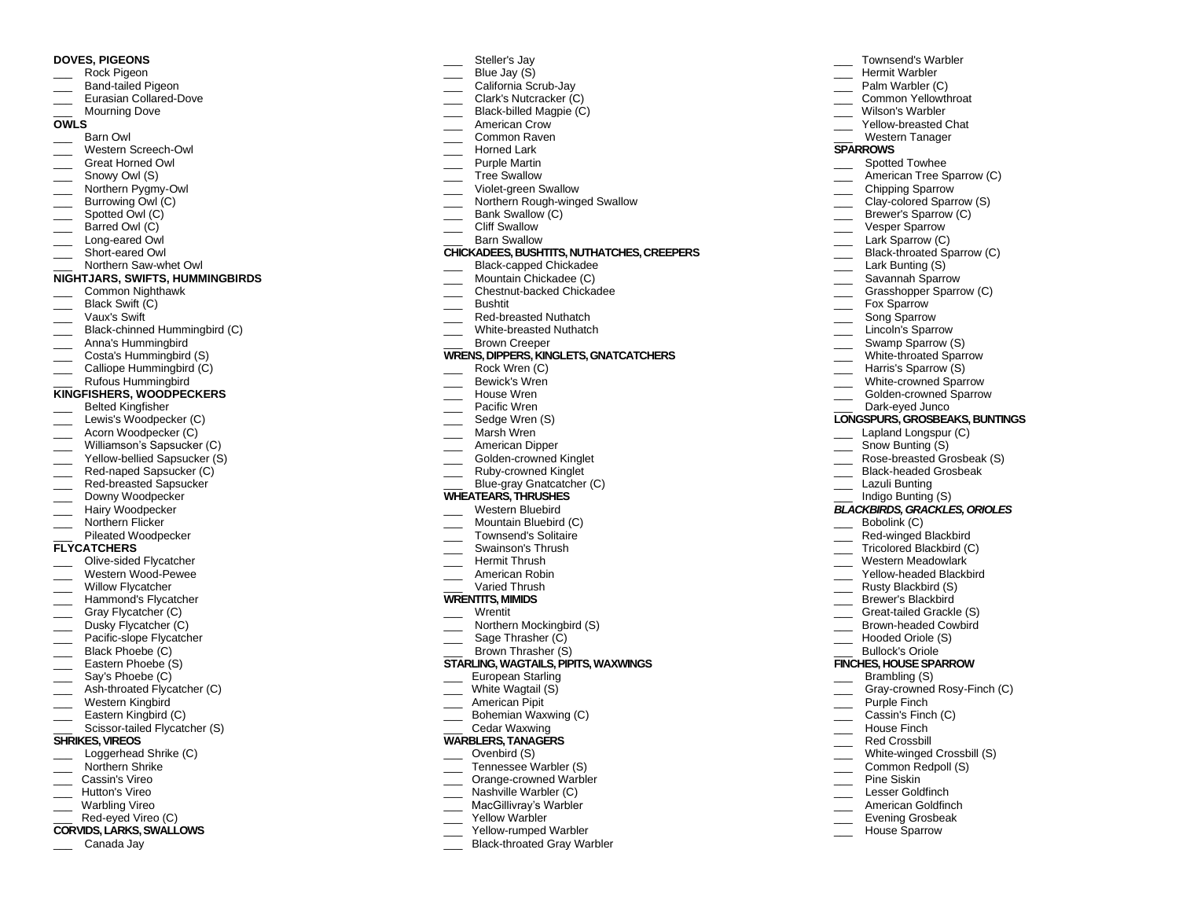**DOVES, PIGEONS**

- ___ Rock Pigeon
- ___ Band-tailed Pigeon
- ___ Eurasian Collared-Dove
- ___ Mourning Dove

**OWLS**

- ___ Barn Owl
- ___ Western Screech-Owl
- ___ Great Horned Owl
- ___ Snowy Owl (S)
- ___ Northern Pygmy-Owl
- ___ Burrowing Owl (C)
- ___ Spotted Owl (C)
- ___ Barred Owl (C)
- ___ Long-eared Owl
- ___ Short-eared Owl
- ___ Northern Saw-whet Owl

**NIGHTJARS, SWIFTS, HUMMINGBIRDS**

- ___ Common Nighthawk
- ___ Black Swift (C)
- ___ Vaux's Swift
- ___ Black-chinned Hummingbird (C)
- ___ Anna's Hummingbird
- ___ Costa's Hummingbird (S)
- ___ Calliope Hummingbird (C)
- ___ Rufous Hummingbird

**KINGFISHERS, WOODPECKERS**

- ___ Belted Kingfisher
- ___ Lewis's Woodpecker (C)
- ___ Acorn Woodpecker (C)
- ___ Williamson's Sapsucker (C)
- ___ Yellow-bellied Sapsucker (S)
- ___ Red-naped Sapsucker (C)
- ___ Red-breasted Sapsucker
- ___ Downy Woodpecker
- ___ Hairy Woodpecker
- ___ Northern Flicker
- ___ Pileated Woodpecker

**FLYCATCHERS**

- ___ Olive-sided Flycatcher
- ___ Western Wood-Pewee
- ___ Willow Flycatcher
- ___ Hammond's Flycatcher
- ___ Gray Flycatcher (C)
- ___ Dusky Flycatcher (C)
- ___ Pacific-slope Flycatcher
- ___ Black Phoebe (C)
- ___ Eastern Phoebe (S)
- ___ Say's Phoebe (C)
- ___ Ash-throated Flycatcher (C)
- ___ Western Kingbird
- ___ Eastern Kingbird (C)
- ___ Scissor-tailed Flycatcher (S)

**SHRIKES, VIREOS**

- ___ Loggerhead Shrike (C)
- ___ Northern Shrike
- ___ Cassin's Vireo
- ___ Hutton's Vireo
- ___ Warbling Vireo
- ___ Red-eyed Vireo (C)

**CORVIDS, LARKS, SWALLOWS**

- ___ Canada Jay
- ___ Steller's Jay
- ___ Blue Jay (S)
- ___ California Scrub-Jay
- ___ Clark's Nutcracker (C)
- ___ Black-billed Magpie (C)
- ___ American Crow
- ___ Common Raven
- ___ Horned Lark
- ___ Purple Martin
- ___ Tree Swallow
- ___ Violet-green Swallow
- ___ Northern Rough-winged Swallow
- ___ Bank Swallow (C)
- ___ Cliff Swallow
- ___ Barn Swallow

**CHICKADEES, BUSHTITS, NUTHATCHES, CREEPERS**

- ___ Black-capped Chickadee
- ___ Mountain Chickadee (C)
- ___ Chestnut-backed Chickadee
- ___ Bushtit
- ___ Red-breasted Nuthatch
- ___ White-breasted Nuthatch
- ___ Brown Creeper

**WRENS, DIPPERS, KINGLETS, GNATCATCHERS**

- ___ Rock Wren (C)
- ___ Bewick's Wren
- ___ House Wren
- ___ Pacific Wren
- ___ Sedge Wren (S)
- ___ Marsh Wren
- ___ American Dipper
- ___ Golden-crowned Kinglet
- ___ Ruby-crowned Kinglet
- ___ Blue-gray Gnatcatcher (C)

**WHEATEARS, THRUSHES**

- ___ Western Bluebird
- ___ Mountain Bluebird (C)
- ___ Townsend's Solitaire
- ___ Swainson's Thrush
- ___ Hermit Thrush
- ___ American Robin
- ___ Varied Thrush

**WRENTITS, MIMIDS**

- ___ Wrentit
- ___ Northern Mockingbird (S)
- ___ Sage Thrasher (C)
- ___ Brown Thrasher (S)

**STARLING, WAGTAILS, PIPITS, WAXWINGS**

- ___ European Starling
- ___ White Wagtail (S)
- ___ American Pipit
- ___ Bohemian Waxwing (C)
- ___ Cedar Waxwing

**WARBLERS, TANAGERS**

- ___ Ovenbird (S)
- ___ Tennessee Warbler (S)
- ___ Orange-crowned Warbler
- ___ Nashville Warbler (C)
- ___ MacGillivray's Warbler
- ___ Yellow Warbler
- ___ Yellow-rumped Warbler
- ___ Black-throated Gray Warbler
- ___ Townsend's Warbler
- ___ Hermit Warbler
- ___ Palm Warbler (C)
- ___ Common Yellowthroat
- ___ Wilson's Warbler
- ___ Yellow-breasted Chat
- ___ Western Tanager

**SPARROWS**

- ___ Spotted Towhee
- ___ American Tree Sparrow (C)
- ___ Chipping Sparrow
- ___ Clay-colored Sparrow (S)
- ___ Brewer's Sparrow (C)
- ___ Vesper Sparrow
- ___ Lark Sparrow (C)
- ___ Black-throated Sparrow (C)
- ___ Lark Bunting (S)
- ___ Savannah Sparrow
- ___ Grasshopper Sparrow (C)
- ___ Fox Sparrow
- ___ Song Sparrow
- ___ Lincoln's Sparrow
- ___ Swamp Sparrow (S)
- ___ White-throated Sparrow
- ___ Harris's Sparrow (S)
- ___ White-crowned Sparrow
- ___ Golden-crowned Sparrow
- ___ Dark-eyed Junco

**LONGSPURS, GROSBEAKS, BUNTINGS**

- ___ Lapland Longspur (C)
- ___ Snow Bunting (S)
- ___ Rose-breasted Grosbeak (S)
- ___ Black-headed Grosbeak
- ___ Lazuli Bunting
- ___ Indigo Bunting (S)

***BLACKBIRDS, GRACKLES, ORIOLES***

- ___ Bobolink (C)
- ___ Red-winged Blackbird
- ___ Tricolored Blackbird (C)
- ___ Western Meadowlark
- ___ Yellow-headed Blackbird
- ___ Rusty Blackbird (S)
- ___ Brewer's Blackbird
- ___ Great-tailed Grackle (S)
- ___ Brown-headed Cowbird
- ___ Hooded Oriole (S)
- ___ Bullock's Oriole

**FINCHES, HOUSE SPARROW**

- ___ Brambling (S)
- ___ Gray-crowned Rosy-Finch (C)
- ___ Purple Finch
- ___ Cassin's Finch (C)
- ___ House Finch
- ___ Red Crossbill
- ___ White-winged Crossbill (S)
- ___ Common Redpoll (S)
- ___ Pine Siskin
- ___ Lesser Goldfinch
- ___ American Goldfinch
- ___ Evening Grosbeak
- ___ House Sparrow